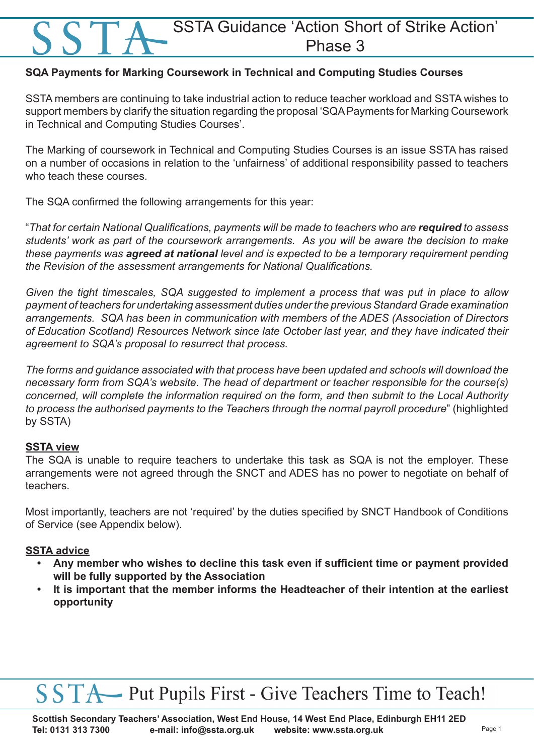# SSTA Guidance 'Action Short of Strike Action' Phase 3

**SQA Payments for Marking Coursework in Technical and Computing Studies Courses**

SSTA members are continuing to take industrial action to reduce teacher workload and SSTA wishes to support members by clarify the situation regarding the proposal 'SQA Payments for Marking Coursework in Technical and Computing Studies Courses'.

The Marking of coursework in Technical and Computing Studies Courses is an issue SSTA has raised on a number of occasions in relation to the 'unfairness' of additional responsibility passed to teachers who teach these courses.

The SQA confirmed the following arrangements for this year:

"*That for certain National Qualifications, payments will be made to teachers who are* ***required*** *to assess students' work as part of the coursework arrangements. As you will be aware the decision to make these payments was* ***agreed at national*** *level and is expected to be a temporary requirement pending the Revision of the assessment arrangements for National Qualifications.*

*Given the tight timescales, SQA suggested to implement a process that was put in place to allow payment of teachers for undertaking assessment duties under the previous Standard Grade examination arrangements. SQA has been in communication with members of the ADES (Association of Directors of Education Scotland) Resources Network since late October last year, and they have indicated their agreement to SQA's proposal to resurrect that process.*

*The forms and guidance associated with that process have been updated and schools will download the necessary form from SQA's website. The head of department or teacher responsible for the course(s) concerned, will complete the information required on the form, and then submit to the Local Authority to process the authorised payments to the Teachers through the normal payroll procedure*" (highlighted by SSTA)

**SSTA view**

The SQA is unable to require teachers to undertake this task as SQA is not the employer. These arrangements were not agreed through the SNCT and ADES has no power to negotiate on behalf of teachers.

Most importantly, teachers are not 'required' by the duties specified by SNCT Handbook of Conditions of Service (see Appendix below).

**SSTA advice**

- **Any member who wishes to decline this task even if sufficient time or payment provided will be fully supported by the Association**
- **It is important that the member informs the Headteacher of their intention at the earliest opportunity**

SSTA Put Pupils First - Give Teachers Time to Teach!

**Scottish Secondary Teachers' Association, West End House, 14 West End Place, Edinburgh EH11 2ED**
**Tel: 0131 313 7300 e-mail: info@ssta.org.uk website: www.ssta.org.uk**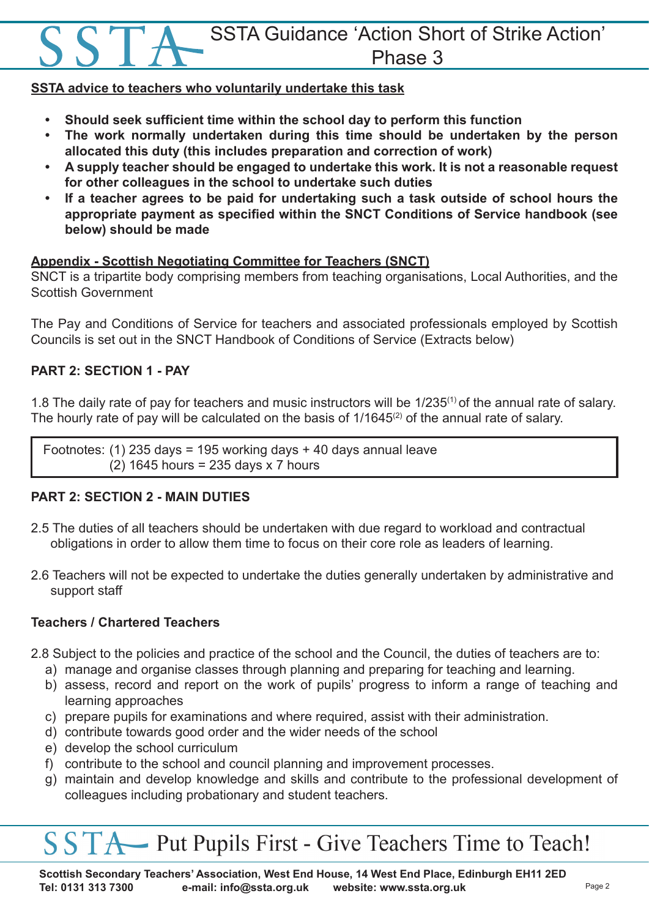**SSTA advice to teachers who voluntarily undertake this task**

- **Should seek sufficient time within the school day to perform this function**
- **The work normally undertaken during this time should be undertaken by the person allocated this duty (this includes preparation and correction of work)**
- **A supply teacher should be engaged to undertake this work. It is not a reasonable request for other colleagues in the school to undertake such duties**
- **If a teacher agrees to be paid for undertaking such a task outside of school hours the appropriate payment as specified within the SNCT Conditions of Service handbook (see below) should be made**

**Appendix - Scottish Negotiating Committee for Teachers (SNCT)**

SNCT is a tripartite body comprising members from teaching organisations, Local Authorities, and the Scottish Government

The Pay and Conditions of Service for teachers and associated professionals employed by Scottish Councils is set out in the SNCT Handbook of Conditions of Service (Extracts below)

**PART 2: SECTION 1 - PAY**

1.8 The daily rate of pay for teachers and music instructors will be 1/235(1) of the annual rate of salary. The hourly rate of pay will be calculated on the basis of 1/1645(2) of the annual rate of salary.

Footnotes: (1) 235 days = 195 working days + 40 days annual leave
(2) 1645 hours = 235 days x 7 hours

**PART 2: SECTION 2 - MAIN DUTIES**

2.5 The duties of all teachers should be undertaken with due regard to workload and contractual obligations in order to allow them time to focus on their core role as leaders of learning.

2.6 Teachers will not be expected to undertake the duties generally undertaken by administrative and support staff

**Teachers / Chartered Teachers**

2.8 Subject to the policies and practice of the school and the Council, the duties of teachers are to:

a) manage and organise classes through planning and preparing for teaching and learning.
b) assess, record and report on the work of pupils' progress to inform a range of teaching and learning approaches
c) prepare pupils for examinations and where required, assist with their administration.
d) contribute towards good order and the wider needs of the school
e) develop the school curriculum
f) contribute to the school and council planning and improvement processes.
g) maintain and develop knowledge and skills and contribute to the professional development of colleagues including probationary and student teachers.

SSTA Put Pupils First - Give Teachers Time to Teach!

**Scottish Secondary Teachers' Association, West End House, 14 West End Place, Edinburgh EH11 2ED**
**Tel: 0131 313 7300 e-mail: info@ssta.org.uk website: www.ssta.org.uk**